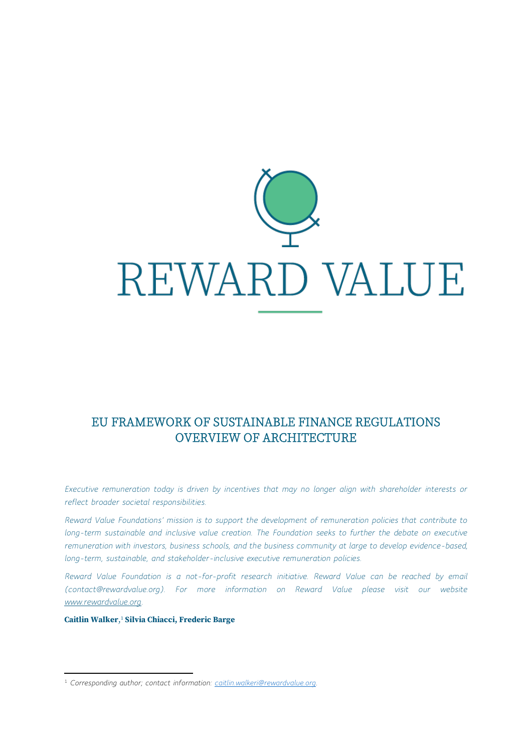# REWARD VALUE

## EU FRAMEWORK OF SUSTAINABLE FINANCE REGULATIONS OVERVIEW OF ARCHITECTURE

*Executive remuneration today is driven by incentives that may no longer align with shareholder interests or reflect broader societal responsibilities.*

*Reward Value Foundations' mission is to support the development of remuneration policies that contribute to long-term sustainable and inclusive value creation. The Foundation seeks to further the debate on executive remuneration with investors, business schools, and the business community at large to develop evidence-based, long-term, sustainable, and stakeholder-inclusive executive remuneration policies.*

*Reward Value Foundation is a not-for-profit research initiative. Reward Value can be reached by email (contact@rewardvalue.org). For more information on Reward Value please visit our website [www.rewardvalue.org](www.rewardvalue.org).*

**Caitlin Walker,[1] Silvia Chiacci, Frederic Barge**

---

[1] *Corresponding author; contact information: [caitlin.walkeri@rewardvalue.org](mailto:caitlin.walkeri@rewardvalue.org).*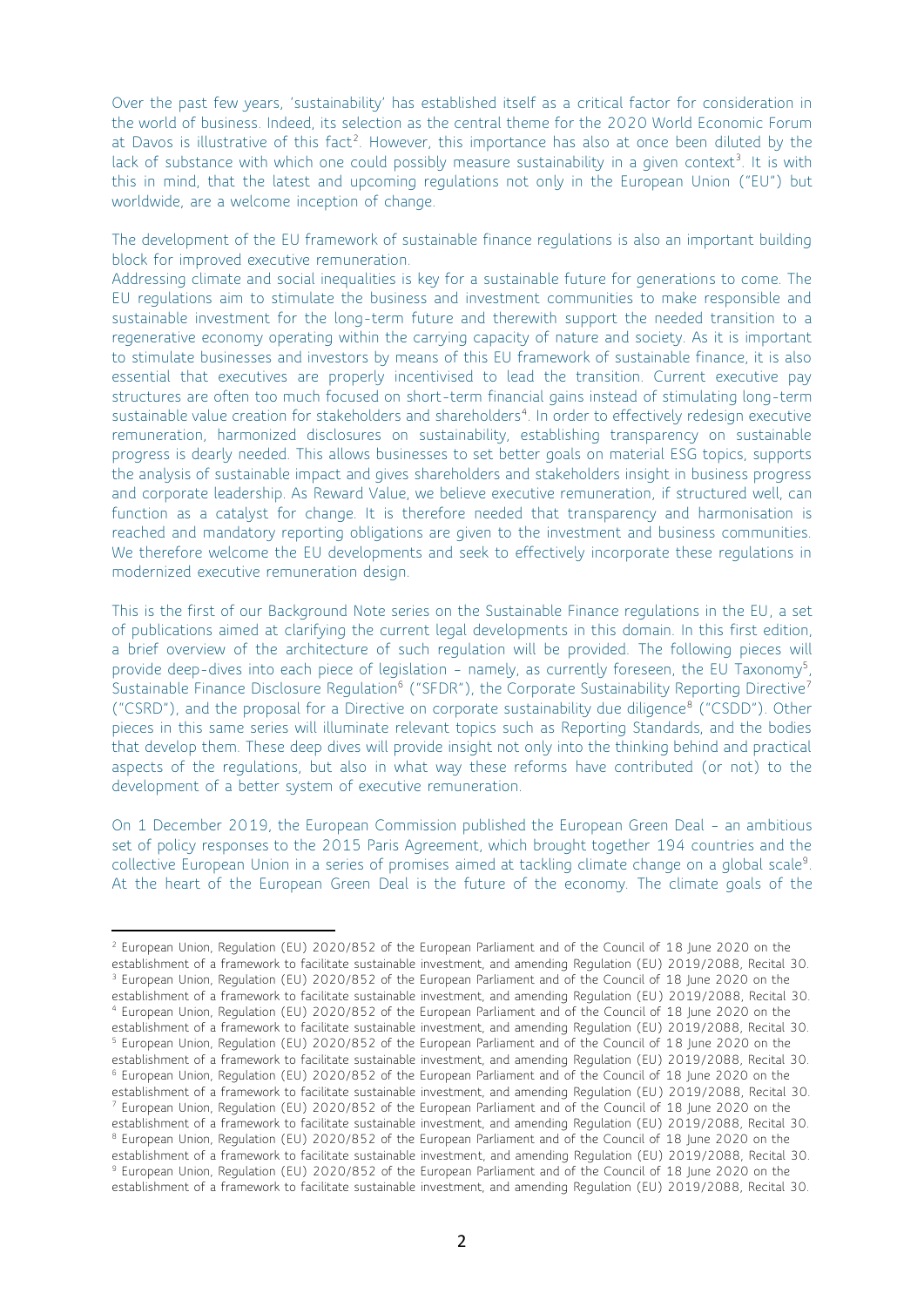Over the past few years, 'sustainability' has established itself as a critical factor for consideration in the world of business. Indeed, its selection as the central theme for the 2020 World Economic Forum at Davos is illustrative of this fact[2]. However, this importance has also at once been diluted by the lack of substance with which one could possibly measure sustainability in a given context[3]. It is with this in mind, that the latest and upcoming regulations not only in the European Union ("EU") but worldwide, are a welcome inception of change.

The development of the EU framework of sustainable finance regulations is also an important building block for improved executive remuneration.

Addressing climate and social inequalities is key for a sustainable future for generations to come. The EU regulations aim to stimulate the business and investment communities to make responsible and sustainable investment for the long-term future and therewith support the needed transition to a regenerative economy operating within the carrying capacity of nature and society. As it is important to stimulate businesses and investors by means of this EU framework of sustainable finance, it is also essential that executives are properly incentivised to lead the transition. Current executive pay structures are often too much focused on short-term financial gains instead of stimulating long-term sustainable value creation for stakeholders and shareholders[4]. In order to effectively redesign executive remuneration, harmonized disclosures on sustainability, establishing transparency on sustainable progress is dearly needed. This allows businesses to set better goals on material ESG topics, supports the analysis of sustainable impact and gives shareholders and stakeholders insight in business progress and corporate leadership. As Reward Value, we believe executive remuneration, if structured well, can function as a catalyst for change. It is therefore needed that transparency and harmonisation is reached and mandatory reporting obligations are given to the investment and business communities. We therefore welcome the EU developments and seek to effectively incorporate these regulations in modernized executive remuneration design.

This is the first of our Background Note series on the Sustainable Finance regulations in the EU, a set of publications aimed at clarifying the current legal developments in this domain. In this first edition, a brief overview of the architecture of such regulation will be provided. The following pieces will provide deep-dives into each piece of legislation – namely, as currently foreseen, the EU Taxonomy[5], Sustainable Finance Disclosure Regulation[6] ("SFDR"), the Corporate Sustainability Reporting Directive[7] ("CSRD"), and the proposal for a Directive on corporate sustainability due diligence[8] ("CSDD"). Other pieces in this same series will illuminate relevant topics such as Reporting Standards, and the bodies that develop them. These deep dives will provide insight not only into the thinking behind and practical aspects of the regulations, but also in what way these reforms have contributed (or not) to the development of a better system of executive remuneration.

On 1 December 2019, the European Commission published the European Green Deal – an ambitious set of policy responses to the 2015 Paris Agreement, which brought together 194 countries and the collective European Union in a series of promises aimed at tackling climate change on a global scale[9]. At the heart of the European Green Deal is the future of the economy. The climate goals of the

---

[2] European Union, Regulation (EU) 2020/852 of the European Parliament and of the Council of 18 June 2020 on the establishment of a framework to facilitate sustainable investment, and amending Regulation (EU) 2019/2088, Recital 30.

[3] European Union, Regulation (EU) 2020/852 of the European Parliament and of the Council of 18 June 2020 on the establishment of a framework to facilitate sustainable investment, and amending Regulation (EU) 2019/2088, Recital 30.

[4] European Union, Regulation (EU) 2020/852 of the European Parliament and of the Council of 18 June 2020 on the establishment of a framework to facilitate sustainable investment, and amending Regulation (EU) 2019/2088, Recital 30.

[5] European Union, Regulation (EU) 2020/852 of the European Parliament and of the Council of 18 June 2020 on the establishment of a framework to facilitate sustainable investment, and amending Regulation (EU) 2019/2088, Recital 30.

[6] European Union, Regulation (EU) 2020/852 of the European Parliament and of the Council of 18 June 2020 on the establishment of a framework to facilitate sustainable investment, and amending Regulation (EU) 2019/2088, Recital 30.

[7] European Union, Regulation (EU) 2020/852 of the European Parliament and of the Council of 18 June 2020 on the establishment of a framework to facilitate sustainable investment, and amending Regulation (EU) 2019/2088, Recital 30.

[8] European Union, Regulation (EU) 2020/852 of the European Parliament and of the Council of 18 June 2020 on the establishment of a framework to facilitate sustainable investment, and amending Regulation (EU) 2019/2088, Recital 30.

[9] European Union, Regulation (EU) 2020/852 of the European Parliament and of the Council of 18 June 2020 on the establishment of a framework to facilitate sustainable investment, and amending Regulation (EU) 2019/2088, Recital 30.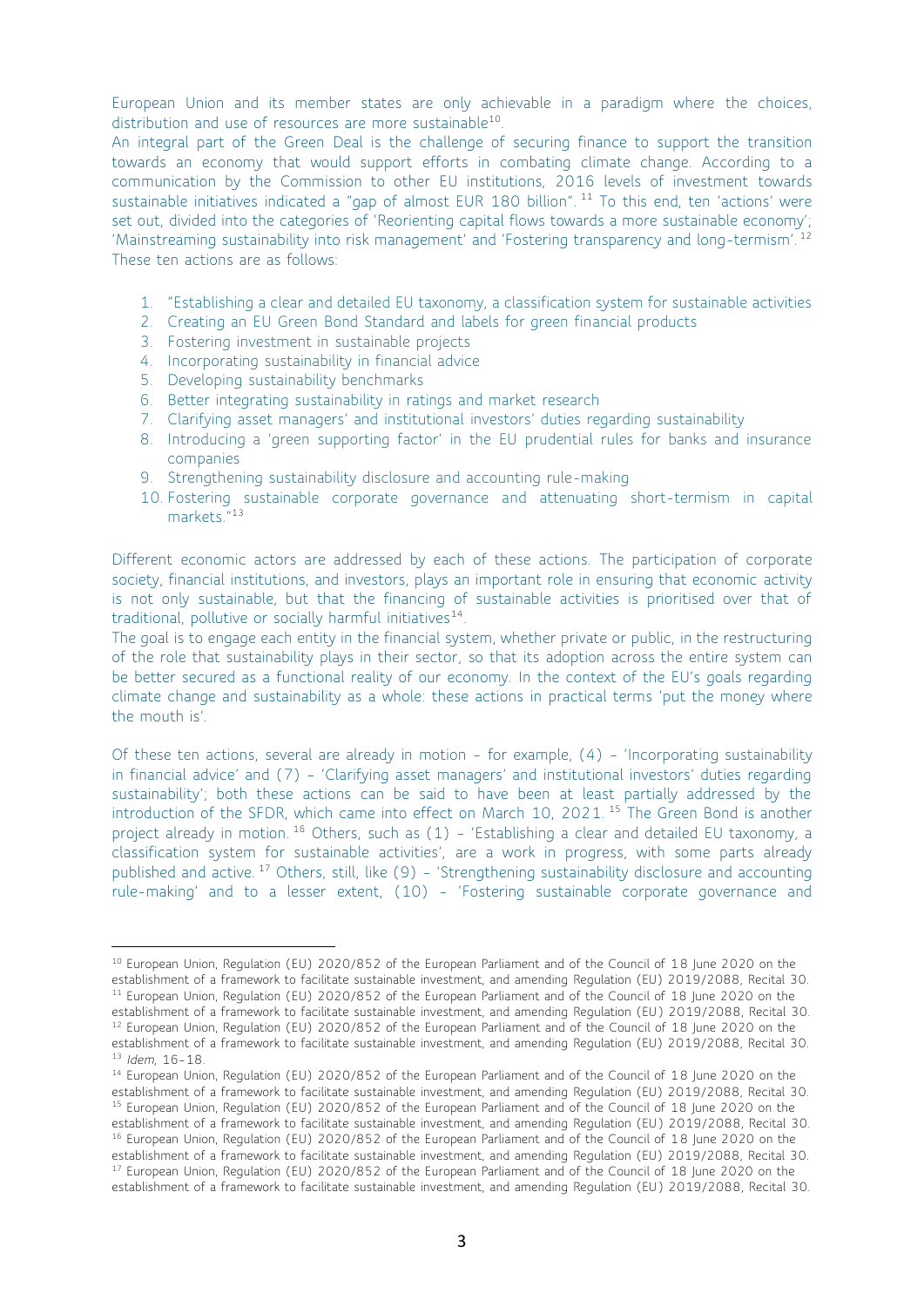European Union and its member states are only achievable in a paradigm where the choices, distribution and use of resources are more sustainable[10].

An integral part of the Green Deal is the challenge of securing finance to support the transition towards an economy that would support efforts in combating climate change. According to a communication by the Commission to other EU institutions, 2016 levels of investment towards sustainable initiatives indicated a "gap of almost EUR 180 billion". [11] To this end, ten 'actions' were set out, divided into the categories of 'Reorienting capital flows towards a more sustainable economy'; 'Mainstreaming sustainability into risk management' and 'Fostering transparency and long-termism'. [12] These ten actions are as follows:

1. "Establishing a clear and detailed EU taxonomy, a classification system for sustainable activities
2. Creating an EU Green Bond Standard and labels for green financial products
3. Fostering investment in sustainable projects
4. Incorporating sustainability in financial advice
5. Developing sustainability benchmarks
6. Better integrating sustainability in ratings and market research
7. Clarifying asset managers' and institutional investors' duties regarding sustainability
8. Introducing a 'green supporting factor' in the EU prudential rules for banks and insurance companies
9. Strengthening sustainability disclosure and accounting rule-making
10. Fostering sustainable corporate governance and attenuating short-termism in capital markets."[13]

Different economic actors are addressed by each of these actions. The participation of corporate society, financial institutions, and investors, plays an important role in ensuring that economic activity is not only sustainable, but that the financing of sustainable activities is prioritised over that of traditional, pollutive or socially harmful initiatives[14].

The goal is to engage each entity in the financial system, whether private or public, in the restructuring of the role that sustainability plays in their sector, so that its adoption across the entire system can be better secured as a functional reality of our economy. In the context of the EU's goals regarding climate change and sustainability as a whole: these actions in practical terms 'put the money where the mouth is'.

Of these ten actions, several are already in motion – for example, (4) – 'Incorporating sustainability in financial advice' and (7) – 'Clarifying asset managers' and institutional investors' duties regarding sustainability'; both these actions can be said to have been at least partially addressed by the introduction of the SFDR, which came into effect on March 10, 2021. [15] The Green Bond is another project already in motion. [16] Others, such as (1) – 'Establishing a clear and detailed EU taxonomy, a classification system for sustainable activities', are a work in progress, with some parts already published and active. [17] Others, still, like (9) – 'Strengthening sustainability disclosure and accounting rule-making' and to a lesser extent, (10) – 'Fostering sustainable corporate governance and

---

[10] European Union, Regulation (EU) 2020/852 of the European Parliament and of the Council of 18 June 2020 on the establishment of a framework to facilitate sustainable investment, and amending Regulation (EU) 2019/2088, Recital 30.

[11] European Union, Regulation (EU) 2020/852 of the European Parliament and of the Council of 18 June 2020 on the establishment of a framework to facilitate sustainable investment, and amending Regulation (EU) 2019/2088, Recital 30.

[12] European Union, Regulation (EU) 2020/852 of the European Parliament and of the Council of 18 June 2020 on the establishment of a framework to facilitate sustainable investment, and amending Regulation (EU) 2019/2088, Recital 30.

[13] *Idem*, 16-18.

[14] European Union, Regulation (EU) 2020/852 of the European Parliament and of the Council of 18 June 2020 on the establishment of a framework to facilitate sustainable investment, and amending Regulation (EU) 2019/2088, Recital 30.

[15] European Union, Regulation (EU) 2020/852 of the European Parliament and of the Council of 18 June 2020 on the establishment of a framework to facilitate sustainable investment, and amending Regulation (EU) 2019/2088, Recital 30.

[16] European Union, Regulation (EU) 2020/852 of the European Parliament and of the Council of 18 June 2020 on the establishment of a framework to facilitate sustainable investment, and amending Regulation (EU) 2019/2088, Recital 30.

[17] European Union, Regulation (EU) 2020/852 of the European Parliament and of the Council of 18 June 2020 on the establishment of a framework to facilitate sustainable investment, and amending Regulation (EU) 2019/2088, Recital 30.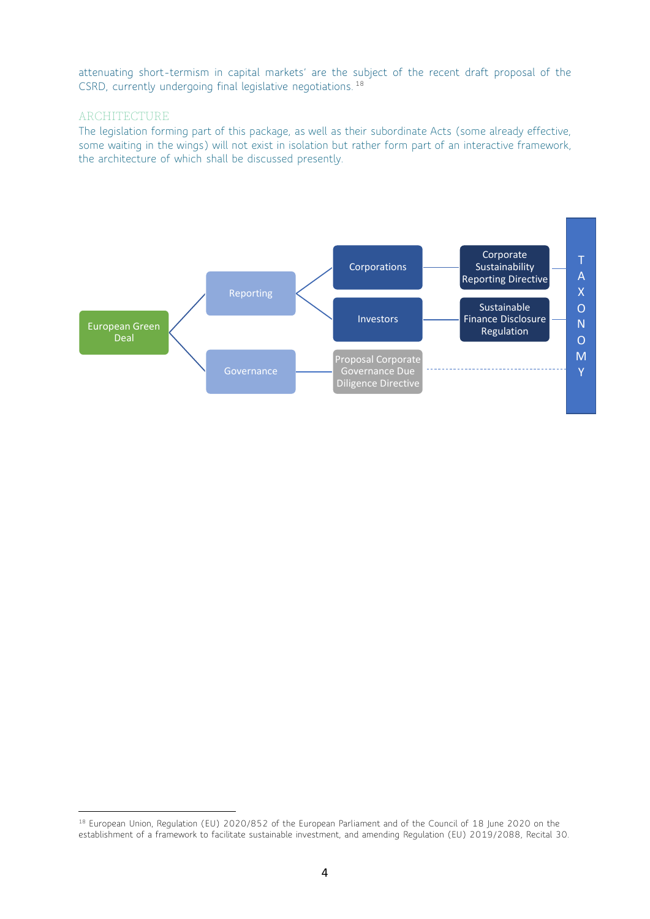attenuating short-termism in capital markets' are the subject of the recent draft proposal of the CSRD, currently undergoing final legislative negotiations.[18]

## ARCHITECTURE

The legislation forming part of this package, as well as their subordinate Acts (some already effective, some waiting in the wings) will not exist in isolation but rather form part of an interactive framework, the architecture of which shall be discussed presently.

- European Green Deal
  - Reporting
    - Corporations — Corporate Sustainability Reporting Directive
    - Investors — Sustainable Finance Disclosure Regulation
  - Governance
    - Proposal Corporate Governance Due Diligence Directive

TAXONOMY

---

[18] European Union, Regulation (EU) 2020/852 of the European Parliament and of the Council of 18 June 2020 on the establishment of a framework to facilitate sustainable investment, and amending Regulation (EU) 2019/2088, Recital 30.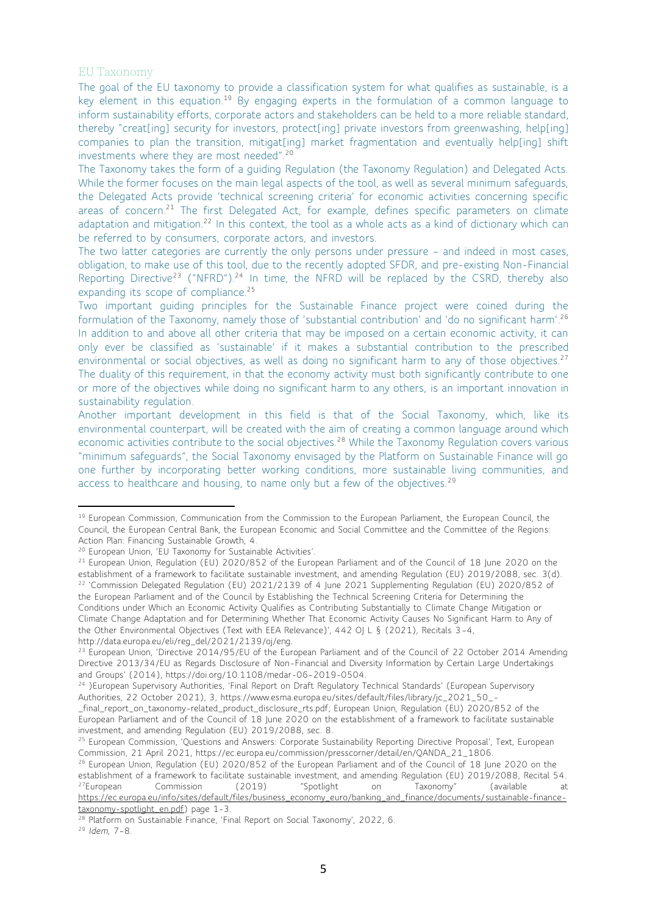## EU Taxonomy

The goal of the EU taxonomy to provide a classification system for what qualifies as sustainable, is a key element in this equation.[19] By engaging experts in the formulation of a common language to inform sustainability efforts, corporate actors and stakeholders can be held to a more reliable standard, thereby "creat[ing] security for investors, protect[ing] private investors from greenwashing, help[ing] companies to plan the transition, mitigat[ing] market fragmentation and eventually help[ing] shift investments where they are most needed".[20]

The Taxonomy takes the form of a guiding Regulation (the Taxonomy Regulation) and Delegated Acts. While the former focuses on the main legal aspects of the tool, as well as several minimum safeguards, the Delegated Acts provide 'technical screening criteria' for economic activities concerning specific areas of concern.[21] The first Delegated Act, for example, defines specific parameters on climate adaptation and mitigation.[22] In this context, the tool as a whole acts as a kind of dictionary which can be referred to by consumers, corporate actors, and investors.

The two latter categories are currently the only persons under pressure – and indeed in most cases, obligation, to make use of this tool, due to the recently adopted SFDR, and pre-existing Non-Financial Reporting Directive[23] ("NFRD").[24] In time, the NFRD will be replaced by the CSRD, thereby also expanding its scope of compliance.[25]

Two important guiding principles for the Sustainable Finance project were coined during the formulation of the Taxonomy, namely those of 'substantial contribution' and 'do no significant harm'.[26] In addition to and above all other criteria that may be imposed on a certain economic activity, it can only ever be classified as 'sustainable' if it makes a substantial contribution to the prescribed environmental or social objectives, as well as doing no significant harm to any of those objectives.[27] The duality of this requirement, in that the economy activity must both significantly contribute to one or more of the objectives while doing no significant harm to any others, is an important innovation in sustainability regulation.

Another important development in this field is that of the Social Taxonomy, which, like its environmental counterpart, will be created with the aim of creating a common language around which economic activities contribute to the social objectives.[28] While the Taxonomy Regulation covers various "minimum safeguards", the Social Taxonomy envisaged by the Platform on Sustainable Finance will go one further by incorporating better working conditions, more sustainable living communities, and access to healthcare and housing, to name only but a few of the objectives.[29]

---

[19] European Commission, Communication from the Commission to the European Parliament, the European Council, the Council, the European Central Bank, the European Economic and Social Committee and the Committee of the Regions: Action Plan: Financing Sustainable Growth, 4.

[20] European Union, 'EU Taxonomy for Sustainable Activities'.

[21] European Union, Regulation (EU) 2020/852 of the European Parliament and of the Council of 18 June 2020 on the establishment of a framework to facilitate sustainable investment, and amending Regulation (EU) 2019/2088, sec. 3(d).

[22] 'Commission Delegated Regulation (EU) 2021/2139 of 4 June 2021 Supplementing Regulation (EU) 2020/852 of the European Parliament and of the Council by Establishing the Technical Screening Criteria for Determining the Conditions under Which an Economic Activity Qualifies as Contributing Substantially to Climate Change Mitigation or Climate Change Adaptation and for Determining Whether That Economic Activity Causes No Significant Harm to Any of the Other Environmental Objectives (Text with EEA Relevance)', 442 OJ L § (2021), Recitals 3-4, http://data.europa.eu/eli/reg_del/2021/2139/oj/eng.

[23] European Union, 'Directive 2014/95/EU of the European Parliament and of the Council of 22 October 2014 Amending Directive 2013/34/EU as Regards Disclosure of Non-Financial and Diversity Information by Certain Large Undertakings and Groups' (2014), https://doi.org/10.1108/medar-06-2019-0504.

[24] )European Supervisory Authorities, 'Final Report on Draft Regulatory Technical Standards' (European Supervisory Authorities, 22 October 2021), 3, https://www.esma.europa.eu/sites/default/files/library/jc_2021_50_-_final_report_on_taxonomy-related_product_disclosure_rts.pdf; European Union, Regulation (EU) 2020/852 of the European Parliament and of the Council of 18 June 2020 on the establishment of a framework to facilitate sustainable investment, and amending Regulation (EU) 2019/2088, sec. 8.

[25] European Commission, 'Questions and Answers: Corporate Sustainability Reporting Directive Proposal', Text, European Commission, 21 April 2021, https://ec.europa.eu/commission/presscorner/detail/en/QANDA_21_1806.

[26] European Union, Regulation (EU) 2020/852 of the European Parliament and of the Council of 18 June 2020 on the establishment of a framework to facilitate sustainable investment, and amending Regulation (EU) 2019/2088, Recital 54.

[27] European Commission (2019) "Spotlight on Taxonomy" (available at https://ec.europa.eu/info/sites/default/files/business_economy_euro/banking_and_finance/documents/sustainable-finance-taxonomy-spotlight_en.pdf) page 1-3.

[28] Platform on Sustainable Finance, 'Final Report on Social Taxonomy', 2022, 6.

[29] *Idem*, 7-8.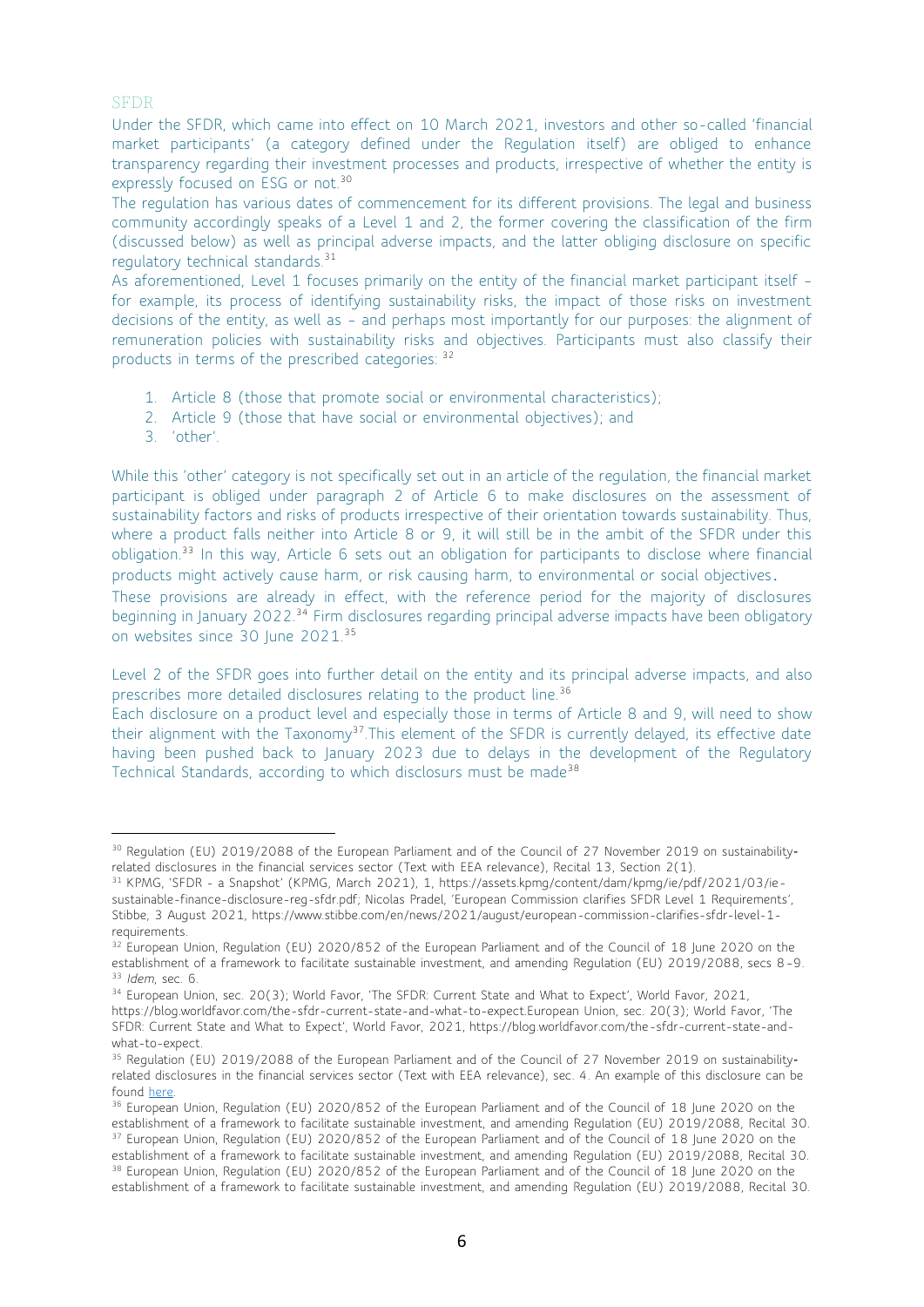## SFDR

Under the SFDR, which came into effect on 10 March 2021, investors and other so-called 'financial market participants' (a category defined under the Regulation itself) are obliged to enhance transparency regarding their investment processes and products, irrespective of whether the entity is expressly focused on ESG or not.[30]

The regulation has various dates of commencement for its different provisions. The legal and business community accordingly speaks of a Level 1 and 2, the former covering the classification of the firm (discussed below) as well as principal adverse impacts, and the latter obliging disclosure on specific regulatory technical standards.[31]

As aforementioned, Level 1 focuses primarily on the entity of the financial market participant itself – for example, its process of identifying sustainability risks, the impact of those risks on investment decisions of the entity, as well as – and perhaps most importantly for our purposes: the alignment of remuneration policies with sustainability risks and objectives. Participants must also classify their products in terms of the prescribed categories: [32]

1. Article 8 (those that promote social or environmental characteristics);
2. Article 9 (those that have social or environmental objectives); and
3. 'other'.

While this 'other' category is not specifically set out in an article of the regulation, the financial market participant is obliged under paragraph 2 of Article 6 to make disclosures on the assessment of sustainability factors and risks of products irrespective of their orientation towards sustainability. Thus, where a product falls neither into Article 8 or 9, it will still be in the ambit of the SFDR under this obligation.[33] In this way, Article 6 sets out an obligation for participants to disclose where financial products might actively cause harm, or risk causing harm, to environmental or social objectives.

These provisions are already in effect, with the reference period for the majority of disclosures beginning in January 2022.[34] Firm disclosures regarding principal adverse impacts have been obligatory on websites since 30 June 2021.[35]

Level 2 of the SFDR goes into further detail on the entity and its principal adverse impacts, and also prescribes more detailed disclosures relating to the product line.[36]

Each disclosure on a product level and especially those in terms of Article 8 and 9, will need to show their alignment with the Taxonomy[37].This element of the SFDR is currently delayed, its effective date having been pushed back to January 2023 due to delays in the development of the Regulatory Technical Standards, according to which disclosurs must be made[38]

---

[30] Regulation (EU) 2019/2088 of the European Parliament and of the Council of 27 November 2019 on sustainability-related disclosures in the financial services sector (Text with EEA relevance), Recital 13, Section 2(1).

[31] KPMG, 'SFDR - a Snapshot' (KPMG, March 2021), 1, https://assets.kpmg/content/dam/kpmg/ie/pdf/2021/03/ie-sustainable-finance-disclosure-reg-sfdr.pdf; Nicolas Pradel, 'European Commission clarifies SFDR Level 1 Requirements', Stibbe, 3 August 2021, https://www.stibbe.com/en/news/2021/august/european-commission-clarifies-sfdr-level-1-requirements.

[32] European Union, Regulation (EU) 2020/852 of the European Parliament and of the Council of 18 June 2020 on the establishment of a framework to facilitate sustainable investment, and amending Regulation (EU) 2019/2088, secs 8-9.

[33] *Idem*, sec. 6.

[34] European Union, sec. 20(3); World Favor, 'The SFDR: Current State and What to Expect', World Favor, 2021, https://blog.worldfavor.com/the-sfdr-current-state-and-what-to-expect.European Union, sec. 20(3); World Favor, 'The SFDR: Current State and What to Expect', World Favor, 2021, https://blog.worldfavor.com/the-sfdr-current-state-and-what-to-expect.

[35] Regulation (EU) 2019/2088 of the European Parliament and of the Council of 27 November 2019 on sustainability-related disclosures in the financial services sector (Text with EEA relevance), sec. 4. An example of this disclosure can be found here.

[36] European Union, Regulation (EU) 2020/852 of the European Parliament and of the Council of 18 June 2020 on the establishment of a framework to facilitate sustainable investment, and amending Regulation (EU) 2019/2088, Recital 30.

[37] European Union, Regulation (EU) 2020/852 of the European Parliament and of the Council of 18 June 2020 on the establishment of a framework to facilitate sustainable investment, and amending Regulation (EU) 2019/2088, Recital 30.

[38] European Union, Regulation (EU) 2020/852 of the European Parliament and of the Council of 18 June 2020 on the establishment of a framework to facilitate sustainable investment, and amending Regulation (EU) 2019/2088, Recital 30.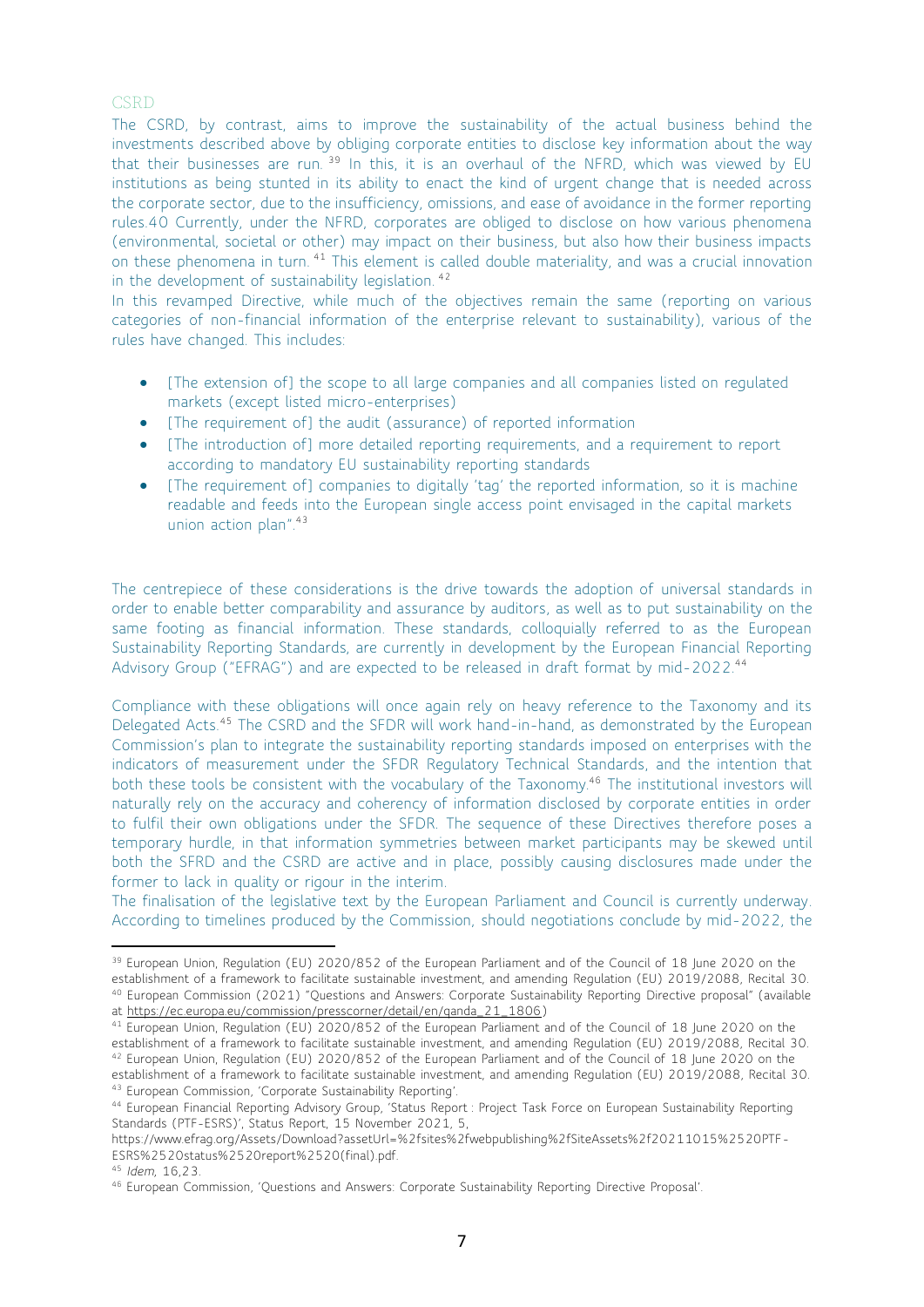### CSRD

The CSRD, by contrast, aims to improve the sustainability of the actual business behind the investments described above by obliging corporate entities to disclose key information about the way that their businesses are run.[39] In this, it is an overhaul of the NFRD, which was viewed by EU institutions as being stunted in its ability to enact the kind of urgent change that is needed across the corporate sector, due to the insufficiency, omissions, and ease of avoidance in the former reporting rules.40 Currently, under the NFRD, corporates are obliged to disclose on how various phenomena (environmental, societal or other) may impact on their business, but also how their business impacts on these phenomena in turn.[41] This element is called double materiality, and was a crucial innovation in the development of sustainability legislation.[42]

In this revamped Directive, while much of the objectives remain the same (reporting on various categories of non-financial information of the enterprise relevant to sustainability), various of the rules have changed. This includes:

- [The extension of] the scope to all large companies and all companies listed on regulated markets (except listed micro-enterprises)
- [The requirement of] the audit (assurance) of reported information
- [The introduction of] more detailed reporting requirements, and a requirement to report according to mandatory EU sustainability reporting standards
- [The requirement of] companies to digitally 'tag' the reported information, so it is machine readable and feeds into the European single access point envisaged in the capital markets union action plan".[43]

The centrepiece of these considerations is the drive towards the adoption of universal standards in order to enable better comparability and assurance by auditors, as well as to put sustainability on the same footing as financial information. These standards, colloquially referred to as the European Sustainability Reporting Standards, are currently in development by the European Financial Reporting Advisory Group ("EFRAG") and are expected to be released in draft format by mid-2022.[44]

Compliance with these obligations will once again rely on heavy reference to the Taxonomy and its Delegated Acts.[45] The CSRD and the SFDR will work hand-in-hand, as demonstrated by the European Commission's plan to integrate the sustainability reporting standards imposed on enterprises with the indicators of measurement under the SFDR Regulatory Technical Standards, and the intention that both these tools be consistent with the vocabulary of the Taxonomy.[46] The institutional investors will naturally rely on the accuracy and coherency of information disclosed by corporate entities in order to fulfil their own obligations under the SFDR. The sequence of these Directives therefore poses a temporary hurdle, in that information symmetries between market participants may be skewed until both the SFRD and the CSRD are active and in place, possibly causing disclosures made under the former to lack in quality or rigour in the interim.

The finalisation of the legislative text by the European Parliament and Council is currently underway. According to timelines produced by the Commission, should negotiations conclude by mid-2022, the

---

[39] European Union, Regulation (EU) 2020/852 of the European Parliament and of the Council of 18 June 2020 on the establishment of a framework to facilitate sustainable investment, and amending Regulation (EU) 2019/2088, Recital 30.

[40] European Commission (2021) "Questions and Answers: Corporate Sustainability Reporting Directive proposal" (available at https://ec.europa.eu/commission/presscorner/detail/en/qanda_21_1806)

[41] European Union, Regulation (EU) 2020/852 of the European Parliament and of the Council of 18 June 2020 on the establishment of a framework to facilitate sustainable investment, and amending Regulation (EU) 2019/2088, Recital 30.

[42] European Union, Regulation (EU) 2020/852 of the European Parliament and of the Council of 18 June 2020 on the establishment of a framework to facilitate sustainable investment, and amending Regulation (EU) 2019/2088, Recital 30.

[43] European Commission, 'Corporate Sustainability Reporting'.

[44] European Financial Reporting Advisory Group, 'Status Report : Project Task Force on European Sustainability Reporting Standards (PTF-ESRS)', Status Report, 15 November 2021, 5, https://www.efrag.org/Assets/Download?assetUrl=%2fsites%2fwebpublishing%2fSiteAssets%2f20211015%2520PTF-ESRS%2520status%2520report%2520(final).pdf.

[45] *Idem*, 16,23.

[46] European Commission, 'Questions and Answers: Corporate Sustainability Reporting Directive Proposal'.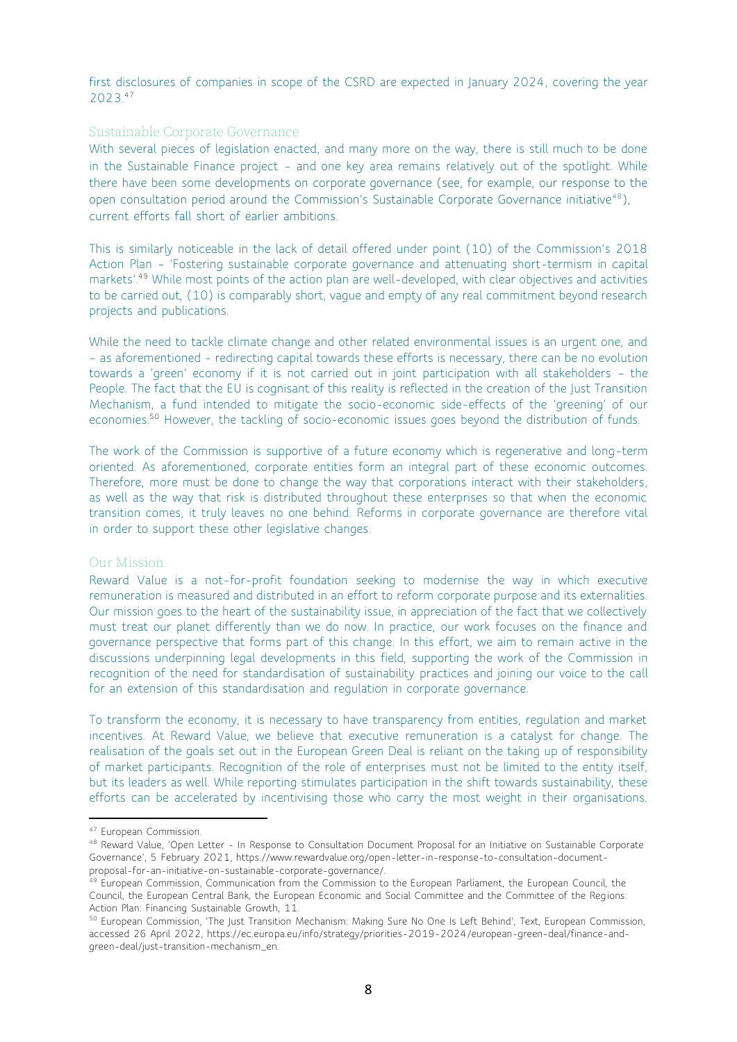first disclosures of companies in scope of the CSRD are expected in January 2024, covering the year 2023.[47]

## Sustainable Corporate Governance

With several pieces of legislation enacted, and many more on the way, there is still much to be done in the Sustainable Finance project – and one key area remains relatively out of the spotlight. While there have been some developments on corporate governance (see, for example, our response to the open consultation period around the Commission's Sustainable Corporate Governance initiative[48]), current efforts fall short of earlier ambitions.

This is similarly noticeable in the lack of detail offered under point (10) of the Commission's 2018 Action Plan – 'Fostering sustainable corporate governance and attenuating short-termism in capital markets'.[49] While most points of the action plan are well-developed, with clear objectives and activities to be carried out, (10) is comparably short, vague and empty of any real commitment beyond research projects and publications.

While the need to tackle climate change and other related environmental issues is an urgent one, and – as aforementioned - redirecting capital towards these efforts is necessary, there can be no evolution towards a 'green' economy if it is not carried out in joint participation with all stakeholders – the People. The fact that the EU is cognisant of this reality is reflected in the creation of the Just Transition Mechanism, a fund intended to mitigate the socio-economic side-effects of the 'greening' of our economies.[50] However, the tackling of socio-economic issues goes beyond the distribution of funds.

The work of the Commission is supportive of a future economy which is regenerative and long-term oriented. As aforementioned, corporate entities form an integral part of these economic outcomes. Therefore, more must be done to change the way that corporations interact with their stakeholders, as well as the way that risk is distributed throughout these enterprises so that when the economic transition comes, it truly leaves no one behind. Reforms in corporate governance are therefore vital in order to support these other legislative changes.

## Our Mission

Reward Value is a not-for-profit foundation seeking to modernise the way in which executive remuneration is measured and distributed in an effort to reform corporate purpose and its externalities. Our mission goes to the heart of the sustainability issue, in appreciation of the fact that we collectively must treat our planet differently than we do now. In practice, our work focuses on the finance and governance perspective that forms part of this change. In this effort, we aim to remain active in the discussions underpinning legal developments in this field, supporting the work of the Commission in recognition of the need for standardisation of sustainability practices and joining our voice to the call for an extension of this standardisation and regulation in corporate governance.

To transform the economy, it is necessary to have transparency from entities, regulation and market incentives. At Reward Value, we believe that executive remuneration is a catalyst for change. The realisation of the goals set out in the European Green Deal is reliant on the taking up of responsibility of market participants. Recognition of the role of enterprises must not be limited to the entity itself, but its leaders as well. While reporting stimulates participation in the shift towards sustainability, these efforts can be accelerated by incentivising those who carry the most weight in their organisations.

---

[47] European Commission.

[48] Reward Value, 'Open Letter - In Response to Consultation Document Proposal for an Initiative on Sustainable Corporate Governance', 5 February 2021, https://www.rewardvalue.org/open-letter-in-response-to-consultation-document-proposal-for-an-initiative-on-sustainable-corporate-governance/.

[49] European Commission, Communication from the Commission to the European Parliament, the European Council, the Council, the European Central Bank, the European Economic and Social Committee and the Committee of the Regions: Action Plan: Financing Sustainable Growth, 11.

[50] European Commission, 'The Just Transition Mechanism: Making Sure No One Is Left Behind', Text, European Commission, accessed 26 April 2022, https://ec.europa.eu/info/strategy/priorities-2019-2024/european-green-deal/finance-and-green-deal/just-transition-mechanism_en.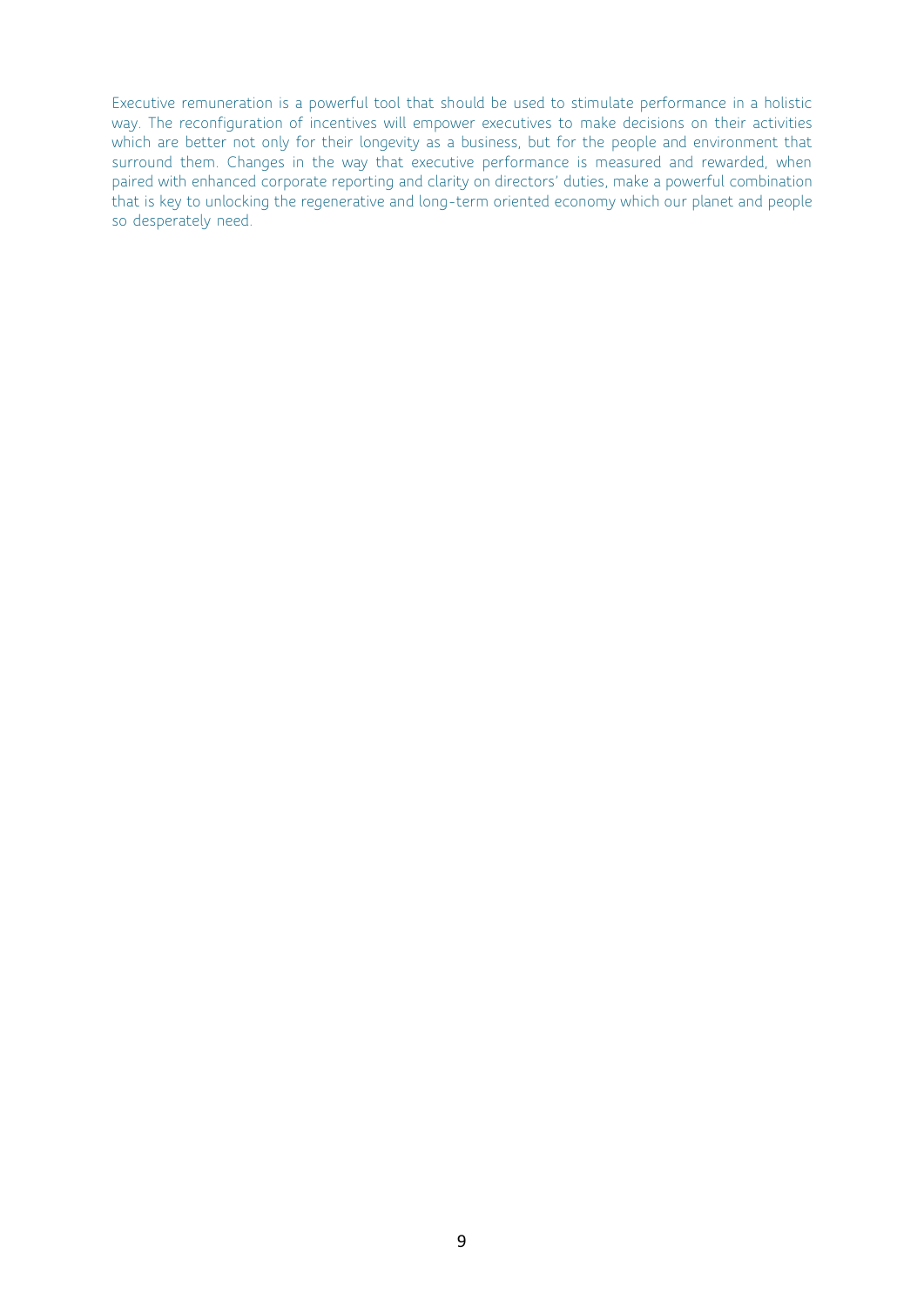Executive remuneration is a powerful tool that should be used to stimulate performance in a holistic way. The reconfiguration of incentives will empower executives to make decisions on their activities which are better not only for their longevity as a business, but for the people and environment that surround them. Changes in the way that executive performance is measured and rewarded, when paired with enhanced corporate reporting and clarity on directors' duties, make a powerful combination that is key to unlocking the regenerative and long-term oriented economy which our planet and people so desperately need.